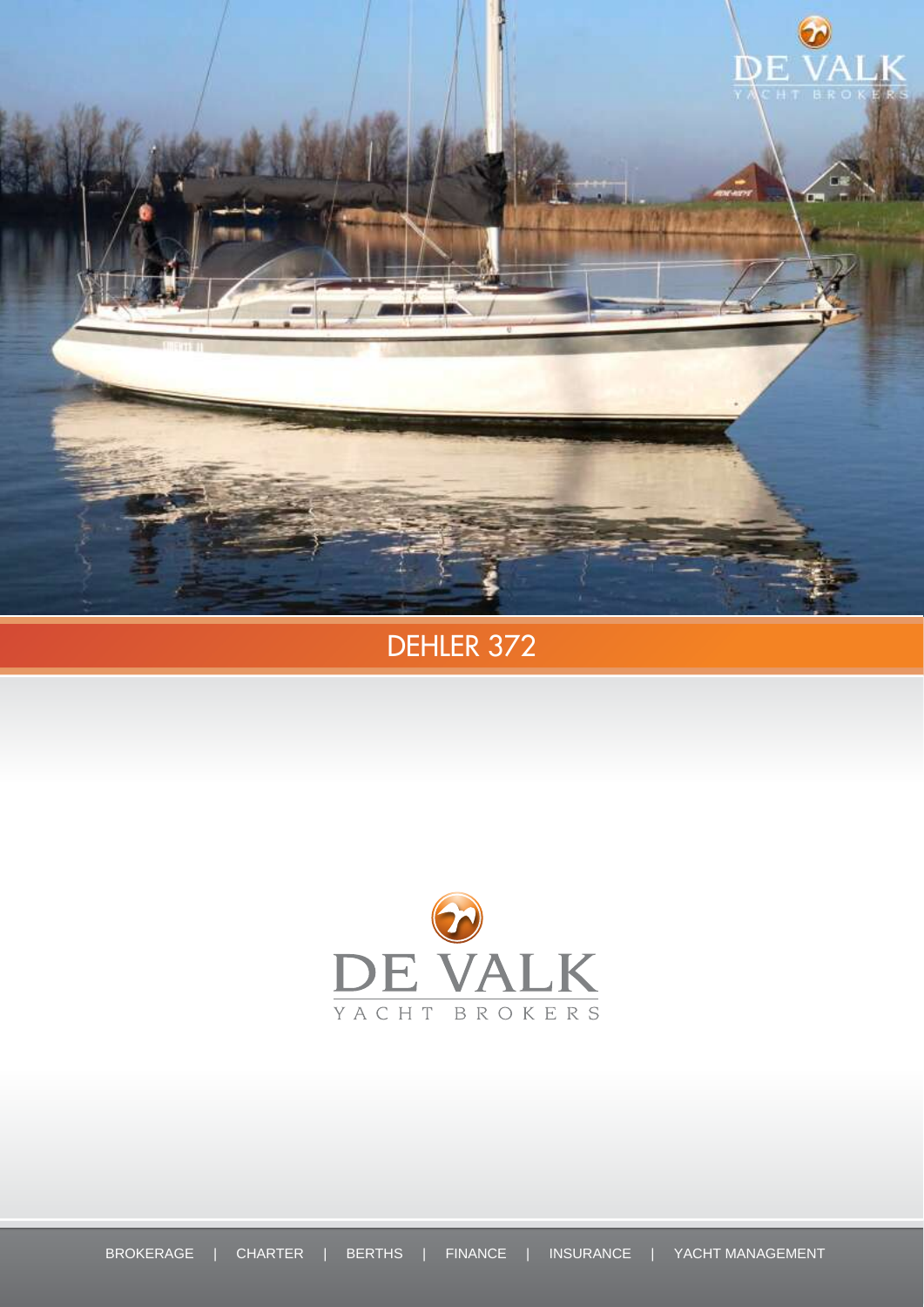# DEHLER 372

DE VALK

YACHT BROKERS

BROKERAGE | CHARTER | BERTHS | FINANCE | INSURANCE | YACHT MANAGEMENT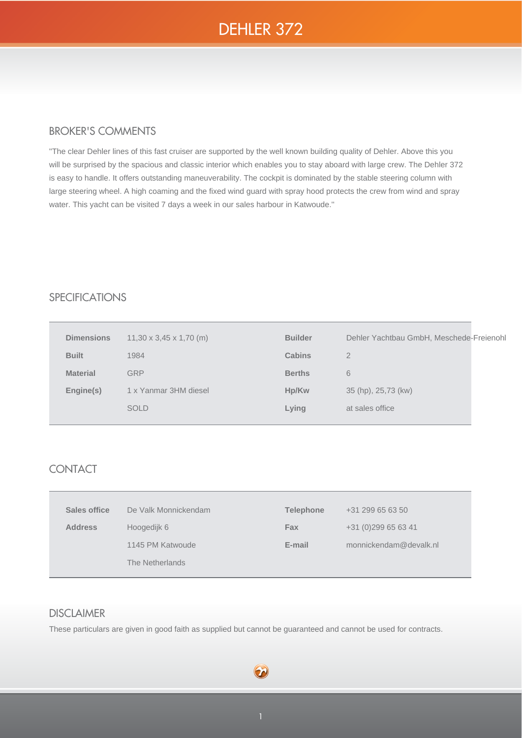# DEHLER 372

## BROKER'S COMMENTS

"The clear Dehler lines of this fast cruiser are supported by the well known building quality of Dehler. Above this you will be surprised by the spacious and classic interior which enables you to stay aboard with large crew. The Dehler 372 is easy to handle. It offers outstanding maneuverability. The cockpit is dominated by the stable steering column with large steering wheel. A high coaming and the fixed wind guard with spray hood protects the crew from wind and spray water. This yacht can be visited 7 days a week in our sales harbour in Katwoude."

## SPECIFICATIONS

| | | | |
|---|---|---|---|
| **Dimensions** | 11,30 x 3,45 x 1,70 (m) | **Builder** | Dehler Yachtbau GmbH, Meschede-Freienohl |
| **Built** | 1984 | **Cabins** | 2 |
| **Material** | GRP | **Berths** | 6 |
| **Engine(s)** | 1 x Yanmar 3HM diesel | **Hp/Kw** | 35 (hp), 25,73 (kw) |
| | SOLD | **Lying** | at sales office |

## CONTACT

| | | | |
|---|---|---|---|
| **Sales office** | De Valk Monnickendam | **Telephone** | +31 299 65 63 50 |
| **Address** | Hoogedijk 6 | **Fax** | +31 (0)299 65 63 41 |
| | 1145 PM Katwoude | **E-mail** | monnickendam@devalk.nl |
| | The Netherlands | | |

## DISCLAIMER

These particulars are given in good faith as supplied but cannot be guaranteed and cannot be used for contracts.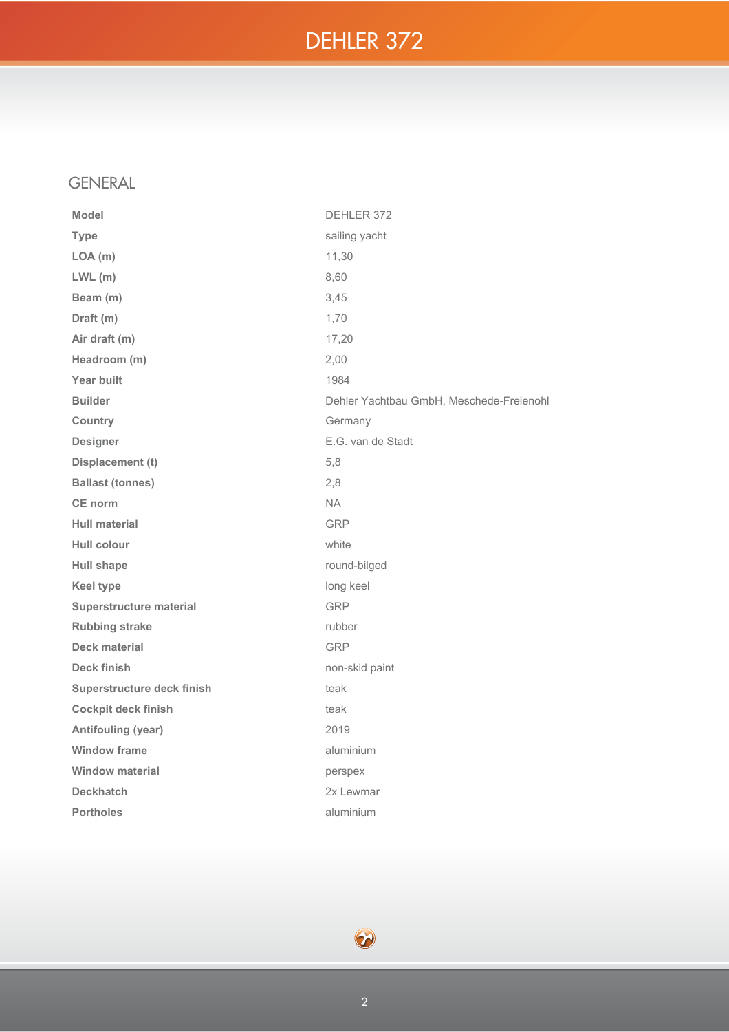# DEHLER 372

## GENERAL

| | |
|---|---|
| **Model** | DEHLER 372 |
| **Type** | sailing yacht |
| **LOA (m)** | 11,30 |
| **LWL (m)** | 8,60 |
| **Beam (m)** | 3,45 |
| **Draft (m)** | 1,70 |
| **Air draft (m)** | 17,20 |
| **Headroom (m)** | 2,00 |
| **Year built** | 1984 |
| **Builder** | Dehler Yachtbau GmbH, Meschede-Freienohl |
| **Country** | Germany |
| **Designer** | E.G. van de Stadt |
| **Displacement (t)** | 5,8 |
| **Ballast (tonnes)** | 2,8 |
| **CE norm** | NA |
| **Hull material** | GRP |
| **Hull colour** | white |
| **Hull shape** | round-bilged |
| **Keel type** | long keel |
| **Superstructure material** | GRP |
| **Rubbing strake** | rubber |
| **Deck material** | GRP |
| **Deck finish** | non-skid paint |
| **Superstructure deck finish** | teak |
| **Cockpit deck finish** | teak |
| **Antifouling (year)** | 2019 |
| **Window frame** | aluminium |
| **Window material** | perspex |
| **Deckhatch** | 2x Lewmar |
| **Portholes** | aluminium |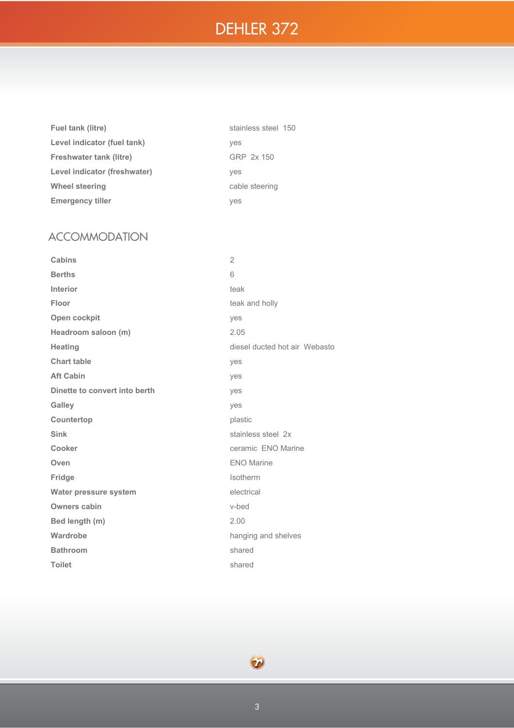| | |
|---|---|
| **Fuel tank (litre)** | stainless steel 150 |
| **Level indicator (fuel tank)** | yes |
| **Freshwater tank (litre)** | GRP 2x 150 |
| **Level indicator (freshwater)** | yes |
| **Wheel steering** | cable steering |
| **Emergency tiller** | yes |

## ACCOMMODATION

| | |
|---|---|
| **Cabins** | 2 |
| **Berths** | 6 |
| **Interior** | teak |
| **Floor** | teak and holly |
| **Open cockpit** | yes |
| **Headroom saloon (m)** | 2.05 |
| **Heating** | diesel ducted hot air Webasto |
| **Chart table** | yes |
| **Aft Cabin** | yes |
| **Dinette to convert into berth** | yes |
| **Galley** | yes |
| **Countertop** | plastic |
| **Sink** | stainless steel 2x |
| **Cooker** | ceramic ENO Marine |
| **Oven** | ENO Marine |
| **Fridge** | Isotherm |
| **Water pressure system** | electrical |
| **Owners cabin** | v-bed |
| **Bed length (m)** | 2.00 |
| **Wardrobe** | hanging and shelves |
| **Bathroom** | shared |
| **Toilet** | shared |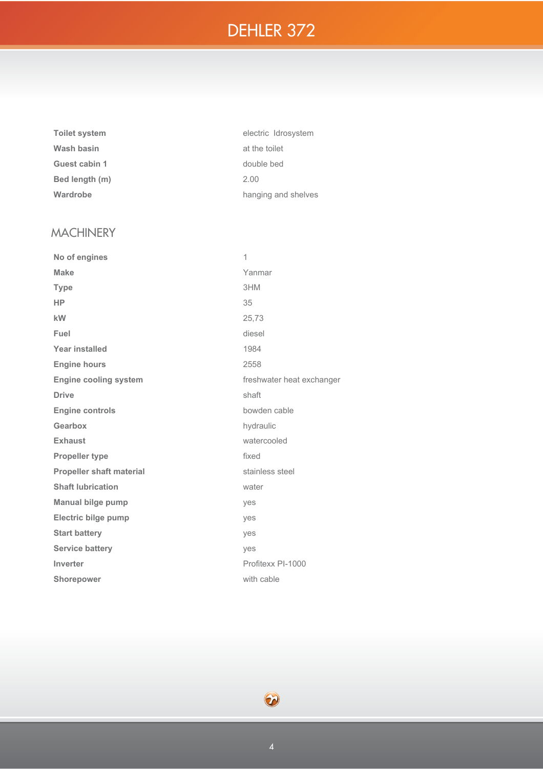| | |
|---|---|
| **Toilet system** | electric Idrosystem |
| **Wash basin** | at the toilet |
| **Guest cabin 1** | double bed |
| **Bed length (m)** | 2.00 |
| **Wardrobe** | hanging and shelves |

## MACHINERY

| | |
|---|---|
| **No of engines** | 1 |
| **Make** | Yanmar |
| **Type** | 3HM |
| **HP** | 35 |
| **kW** | 25,73 |
| **Fuel** | diesel |
| **Year installed** | 1984 |
| **Engine hours** | 2558 |
| **Engine cooling system** | freshwater heat exchanger |
| **Drive** | shaft |
| **Engine controls** | bowden cable |
| **Gearbox** | hydraulic |
| **Exhaust** | watercooled |
| **Propeller type** | fixed |
| **Propeller shaft material** | stainless steel |
| **Shaft lubrication** | water |
| **Manual bilge pump** | yes |
| **Electric bilge pump** | yes |
| **Start battery** | yes |
| **Service battery** | yes |
| **Inverter** | Profitexx PI-1000 |
| **Shorepower** | with cable |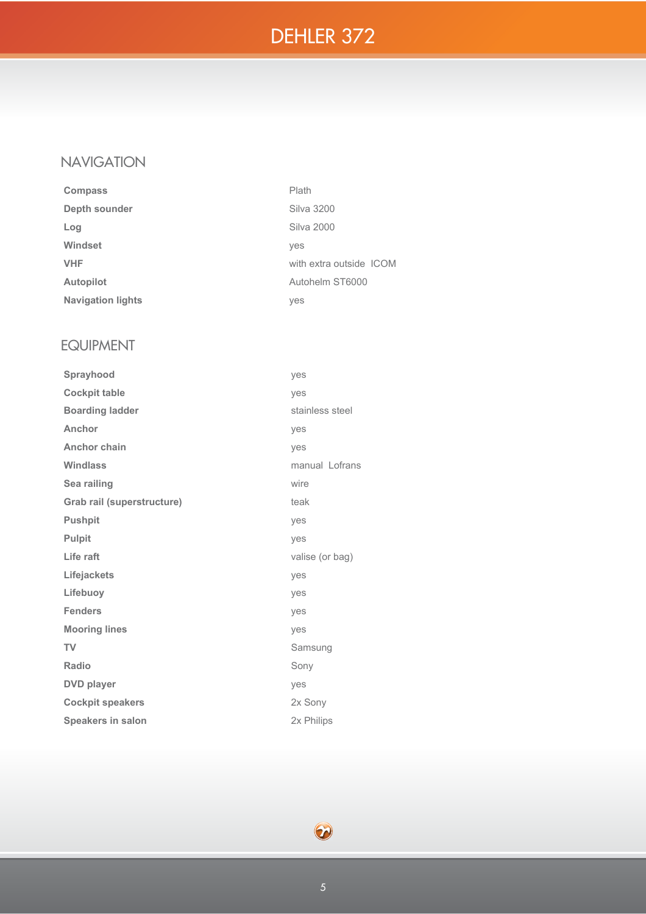## NAVIGATION

| | |
|---|---|
| **Compass** | Plath |
| **Depth sounder** | Silva 3200 |
| **Log** | Silva 2000 |
| **Windset** | yes |
| **VHF** | with extra outside ICOM |
| **Autopilot** | Autohelm ST6000 |
| **Navigation lights** | yes |

## EQUIPMENT

| | |
|---|---|
| **Sprayhood** | yes |
| **Cockpit table** | yes |
| **Boarding ladder** | stainless steel |
| **Anchor** | yes |
| **Anchor chain** | yes |
| **Windlass** | manual Lofrans |
| **Sea railing** | wire |
| **Grab rail (superstructure)** | teak |
| **Pushpit** | yes |
| **Pulpit** | yes |
| **Life raft** | valise (or bag) |
| **Lifejackets** | yes |
| **Lifebuoy** | yes |
| **Fenders** | yes |
| **Mooring lines** | yes |
| **TV** | Samsung |
| **Radio** | Sony |
| **DVD player** | yes |
| **Cockpit speakers** | 2x Sony |
| **Speakers in salon** | 2x Philips |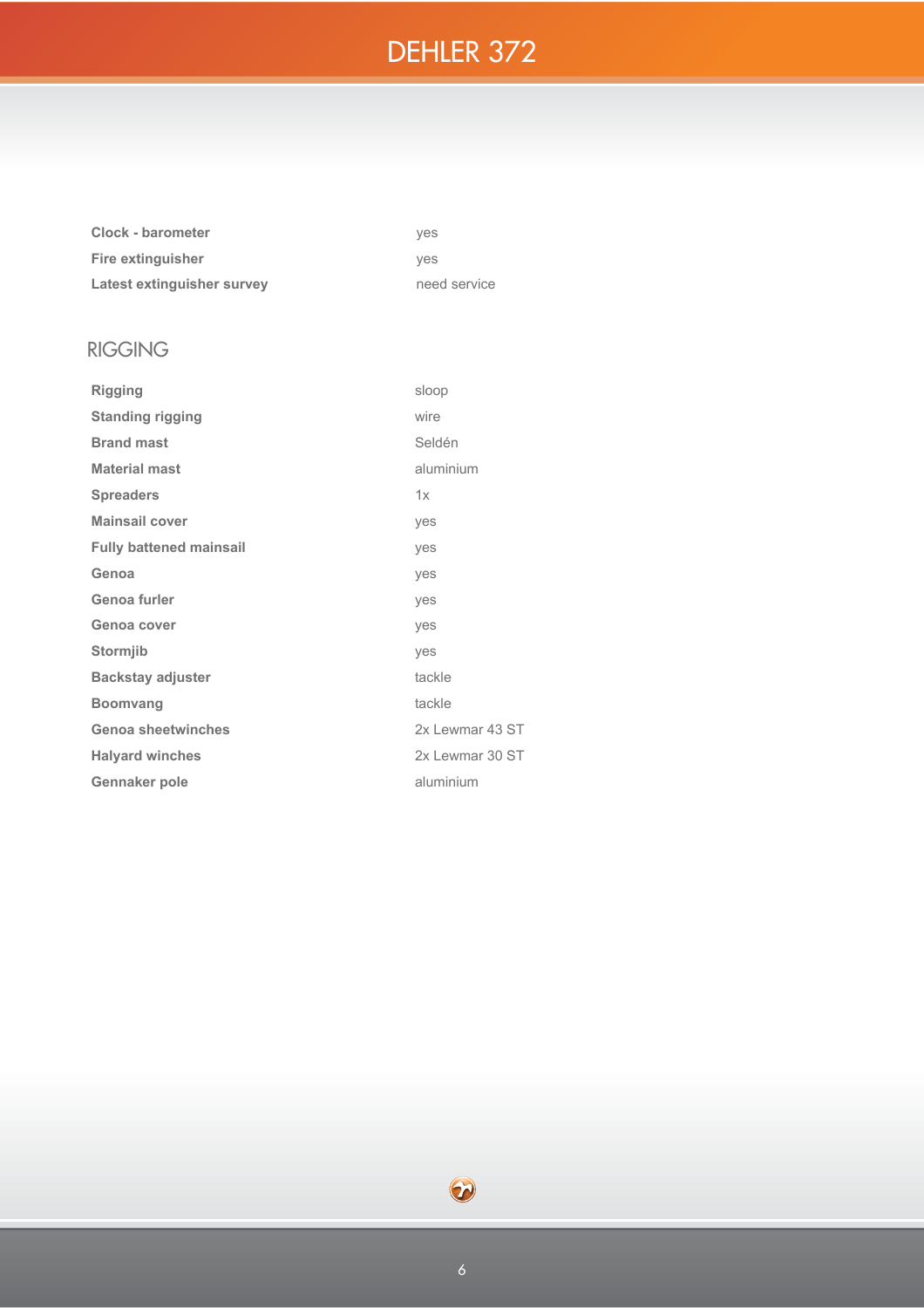| | |
|---|---|
| **Clock - barometer** | yes |
| **Fire extinguisher** | yes |
| **Latest extinguisher survey** | need service |

## RIGGING

| | |
|---|---|
| **Rigging** | sloop |
| **Standing rigging** | wire |
| **Brand mast** | Seldén |
| **Material mast** | aluminium |
| **Spreaders** | 1x |
| **Mainsail cover** | yes |
| **Fully battened mainsail** | yes |
| **Genoa** | yes |
| **Genoa furler** | yes |
| **Genoa cover** | yes |
| **Stormjib** | yes |
| **Backstay adjuster** | tackle |
| **Boomvang** | tackle |
| **Genoa sheetwinches** | 2x Lewmar 43 ST |
| **Halyard winches** | 2x Lewmar 30 ST |
| **Gennaker pole** | aluminium |